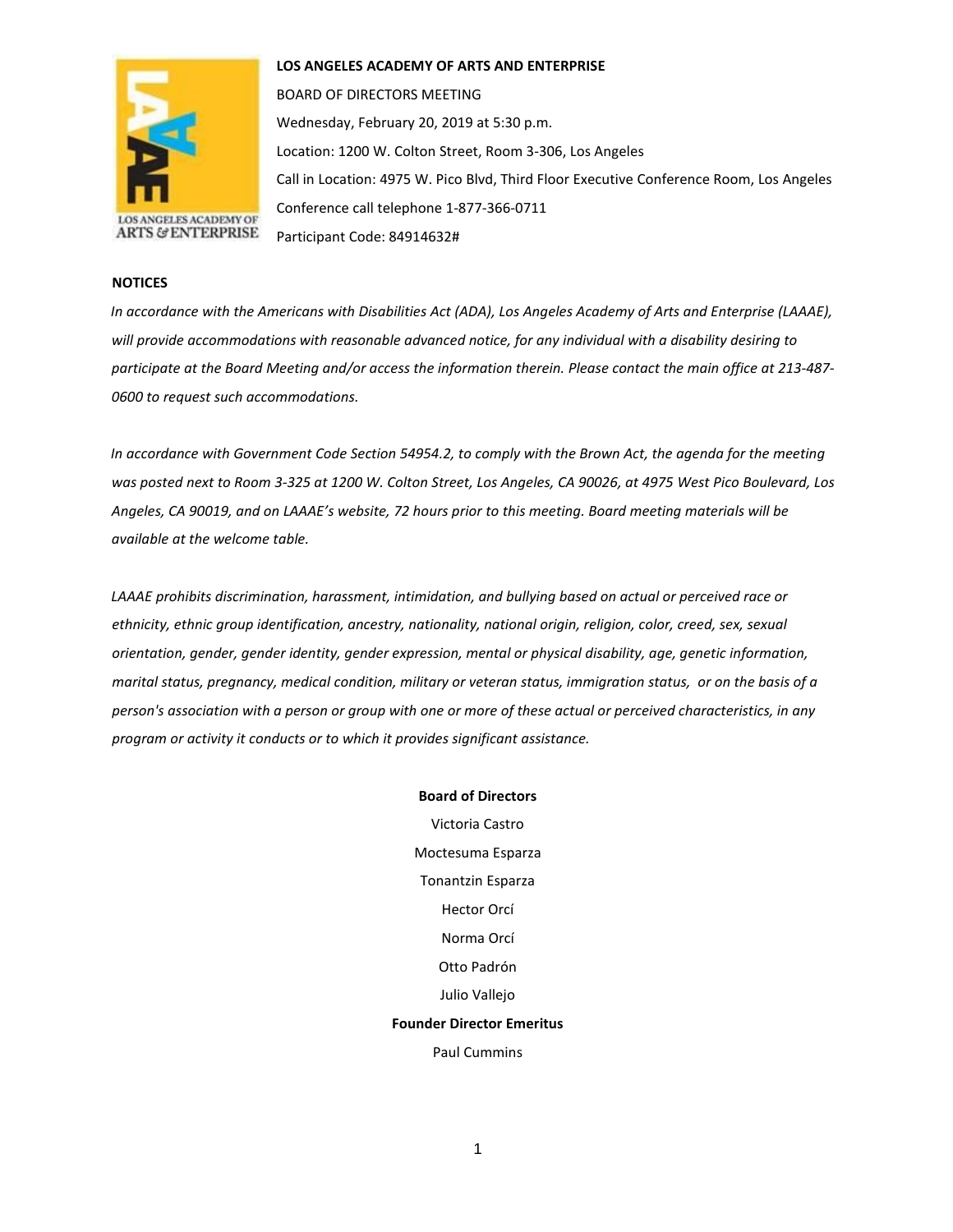**LOS ANGELES ACADEMY OF ARTS AND ENTERPRISE**

BOARD OF DIRECTORS MEETING

Wednesday, February 20, 2019 at 5:30 p.m.

Location: 1200 W. Colton Street, Room 3-306, Los Angeles

Call in Location: 4975 W. Pico Blvd, Third Floor Executive Conference Room, Los Angeles

Conference call telephone 1-877-366-0711

Participant Code: 84914632#

**NOTICES**

*In accordance with the Americans with Disabilities Act (ADA), Los Angeles Academy of Arts and Enterprise (LAAAE), will provide accommodations with reasonable advanced notice, for any individual with a disability desiring to participate at the Board Meeting and/or access the information therein. Please contact the main office at 213-487-0600 to request such accommodations.*

*In accordance with Government Code Section 54954.2, to comply with the Brown Act, the agenda for the meeting was posted next to Room 3-325 at 1200 W. Colton Street, Los Angeles, CA 90026, at 4975 West Pico Boulevard, Los Angeles, CA 90019, and on LAAAE's website, 72 hours prior to this meeting. Board meeting materials will be available at the welcome table.*

*LAAAE prohibits discrimination, harassment, intimidation, and bullying based on actual or perceived race or ethnicity, ethnic group identification, ancestry, nationality, national origin, religion, color, creed, sex, sexual orientation, gender, gender identity, gender expression, mental or physical disability, age, genetic information, marital status, pregnancy, medical condition, military or veteran status, immigration status, or on the basis of a person's association with a person or group with one or more of these actual or perceived characteristics, in any program or activity it conducts or to which it provides significant assistance.*

**Board of Directors**

Victoria Castro

Moctesuma Esparza

Tonantzin Esparza

Hector Orcí

Norma Orcí

Otto Padrón

Julio Vallejo

**Founder Director Emeritus**

Paul Cummins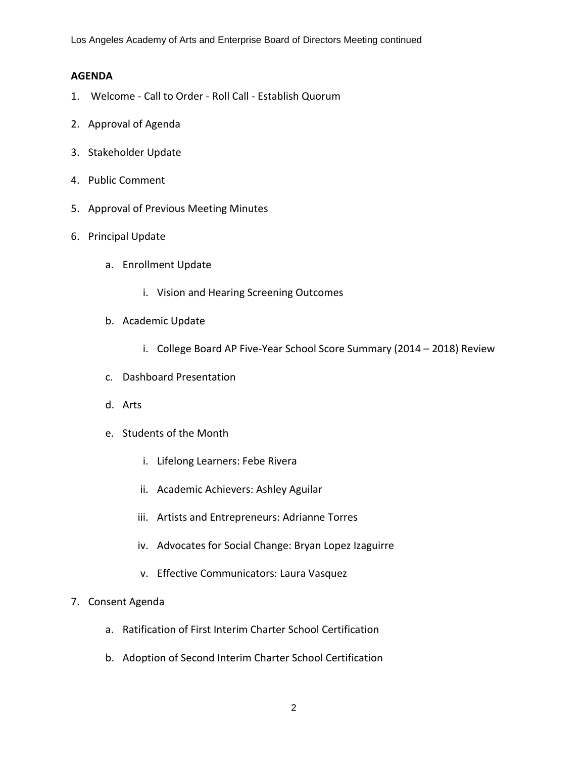**AGENDA**

1. Welcome - Call to Order - Roll Call - Establish Quorum
2. Approval of Agenda
3. Stakeholder Update
4. Public Comment
5. Approval of Previous Meeting Minutes
6. Principal Update
    a. Enrollment Update
        i. Vision and Hearing Screening Outcomes
    b. Academic Update
        i. College Board AP Five-Year School Score Summary (2014 – 2018) Review
    c. Dashboard Presentation
    d. Arts
    e. Students of the Month
        i. Lifelong Learners: Febe Rivera
        ii. Academic Achievers: Ashley Aguilar
        iii. Artists and Entrepreneurs: Adrianne Torres
        iv. Advocates for Social Change: Bryan Lopez Izaguirre
        v. Effective Communicators: Laura Vasquez
7. Consent Agenda
    a. Ratification of First Interim Charter School Certification
    b. Adoption of Second Interim Charter School Certification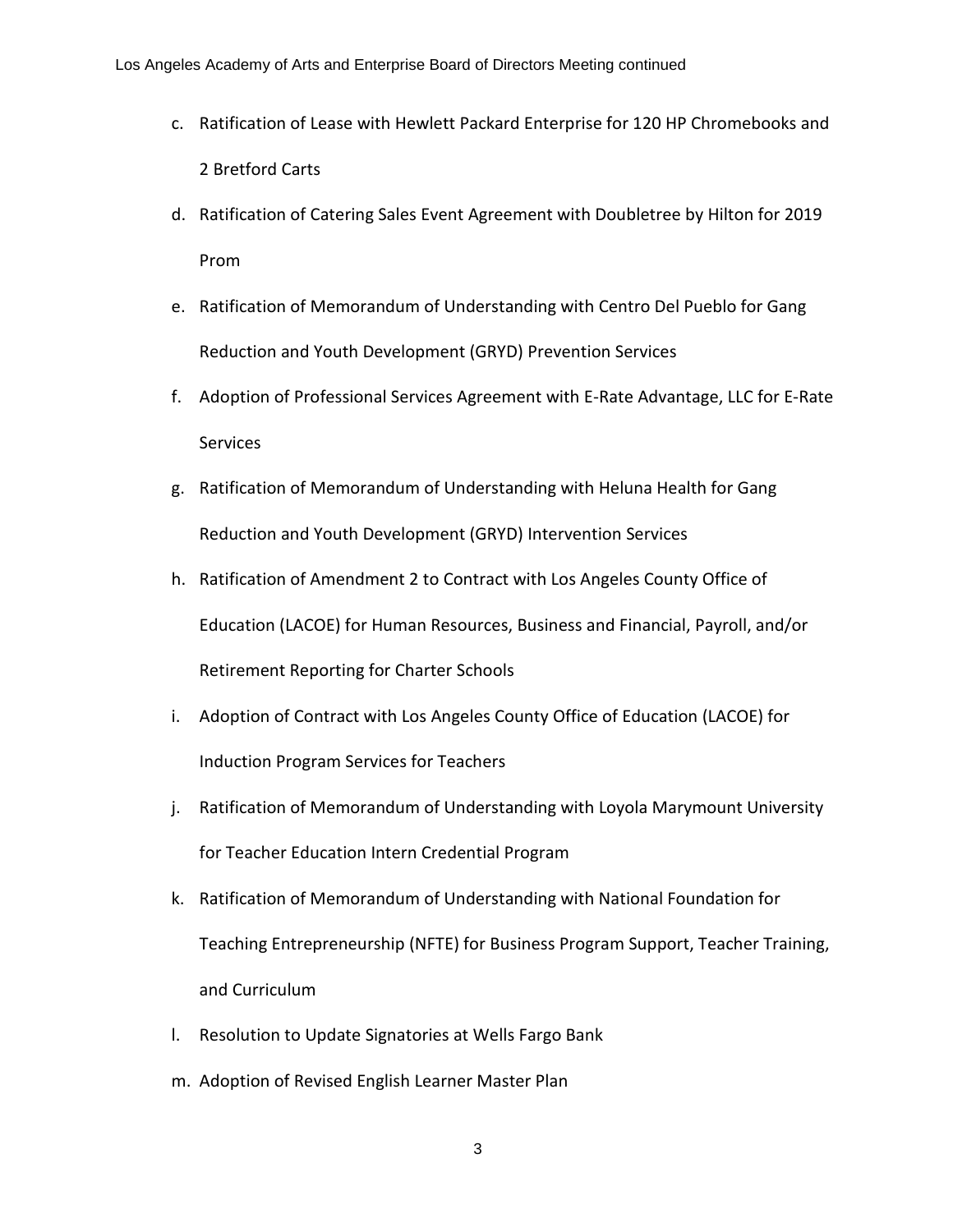c. Ratification of Lease with Hewlett Packard Enterprise for 120 HP Chromebooks and 2 Bretford Carts
d. Ratification of Catering Sales Event Agreement with Doubletree by Hilton for 2019 Prom
e. Ratification of Memorandum of Understanding with Centro Del Pueblo for Gang Reduction and Youth Development (GRYD) Prevention Services
f. Adoption of Professional Services Agreement with E-Rate Advantage, LLC for E-Rate Services
g. Ratification of Memorandum of Understanding with Heluna Health for Gang Reduction and Youth Development (GRYD) Intervention Services
h. Ratification of Amendment 2 to Contract with Los Angeles County Office of Education (LACOE) for Human Resources, Business and Financial, Payroll, and/or Retirement Reporting for Charter Schools
i. Adoption of Contract with Los Angeles County Office of Education (LACOE) for Induction Program Services for Teachers
j. Ratification of Memorandum of Understanding with Loyola Marymount University for Teacher Education Intern Credential Program
k. Ratification of Memorandum of Understanding with National Foundation for Teaching Entrepreneurship (NFTE) for Business Program Support, Teacher Training, and Curriculum
l. Resolution to Update Signatories at Wells Fargo Bank
m. Adoption of Revised English Learner Master Plan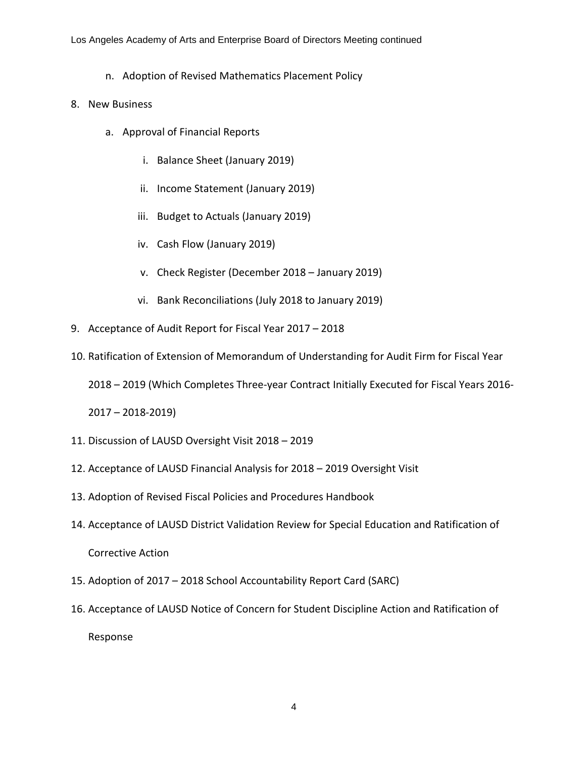n. Adoption of Revised Mathematics Placement Policy

8. New Business

    a. Approval of Financial Reports

        i. Balance Sheet (January 2019)

        ii. Income Statement (January 2019)

        iii. Budget to Actuals (January 2019)

        iv. Cash Flow (January 2019)

        v. Check Register (December 2018 – January 2019)

        vi. Bank Reconciliations (July 2018 to January 2019)

9. Acceptance of Audit Report for Fiscal Year 2017 – 2018

10. Ratification of Extension of Memorandum of Understanding for Audit Firm for Fiscal Year 2018 – 2019 (Which Completes Three-year Contract Initially Executed for Fiscal Years 2016-2017 – 2018-2019)

11. Discussion of LAUSD Oversight Visit 2018 – 2019

12. Acceptance of LAUSD Financial Analysis for 2018 – 2019 Oversight Visit

13. Adoption of Revised Fiscal Policies and Procedures Handbook

14. Acceptance of LAUSD District Validation Review for Special Education and Ratification of Corrective Action

15. Adoption of 2017 – 2018 School Accountability Report Card (SARC)

16. Acceptance of LAUSD Notice of Concern for Student Discipline Action and Ratification of Response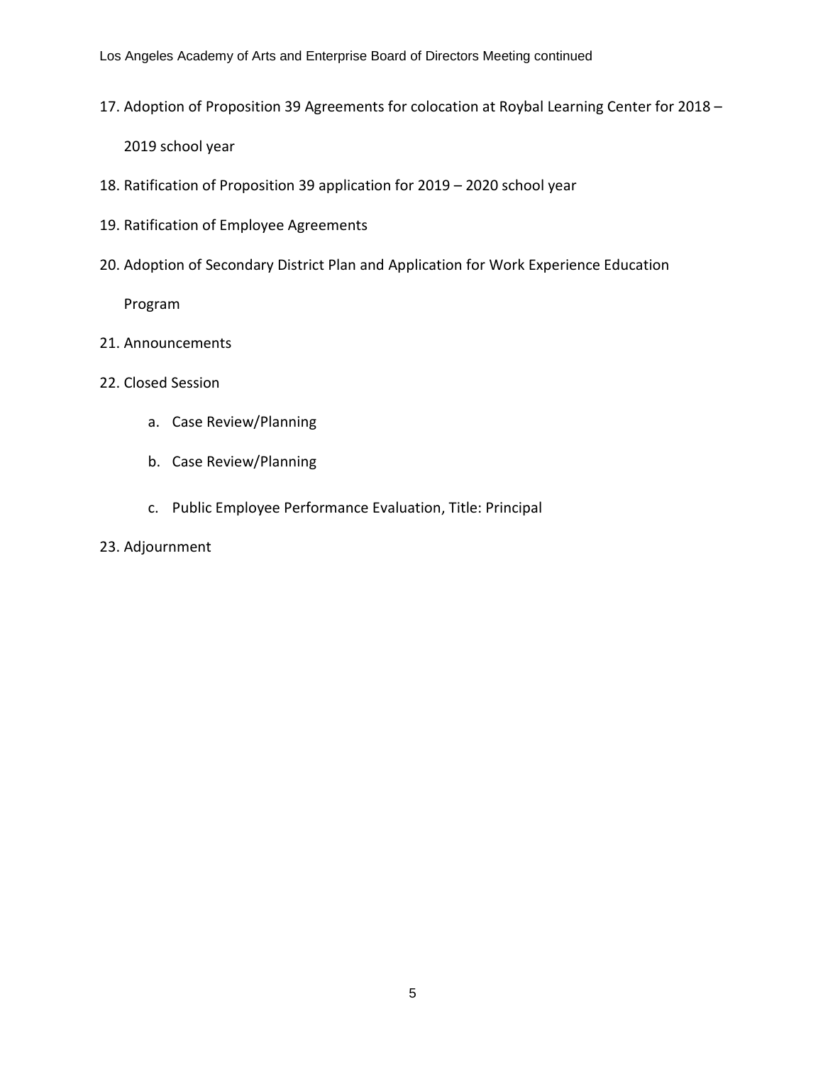17. Adoption of Proposition 39 Agreements for colocation at Roybal Learning Center for 2018 – 2019 school year
18. Ratification of Proposition 39 application for 2019 – 2020 school year
19. Ratification of Employee Agreements
20. Adoption of Secondary District Plan and Application for Work Experience Education Program
21. Announcements
22. Closed Session
    a. Case Review/Planning
    b. Case Review/Planning
    c. Public Employee Performance Evaluation, Title: Principal
23. Adjournment